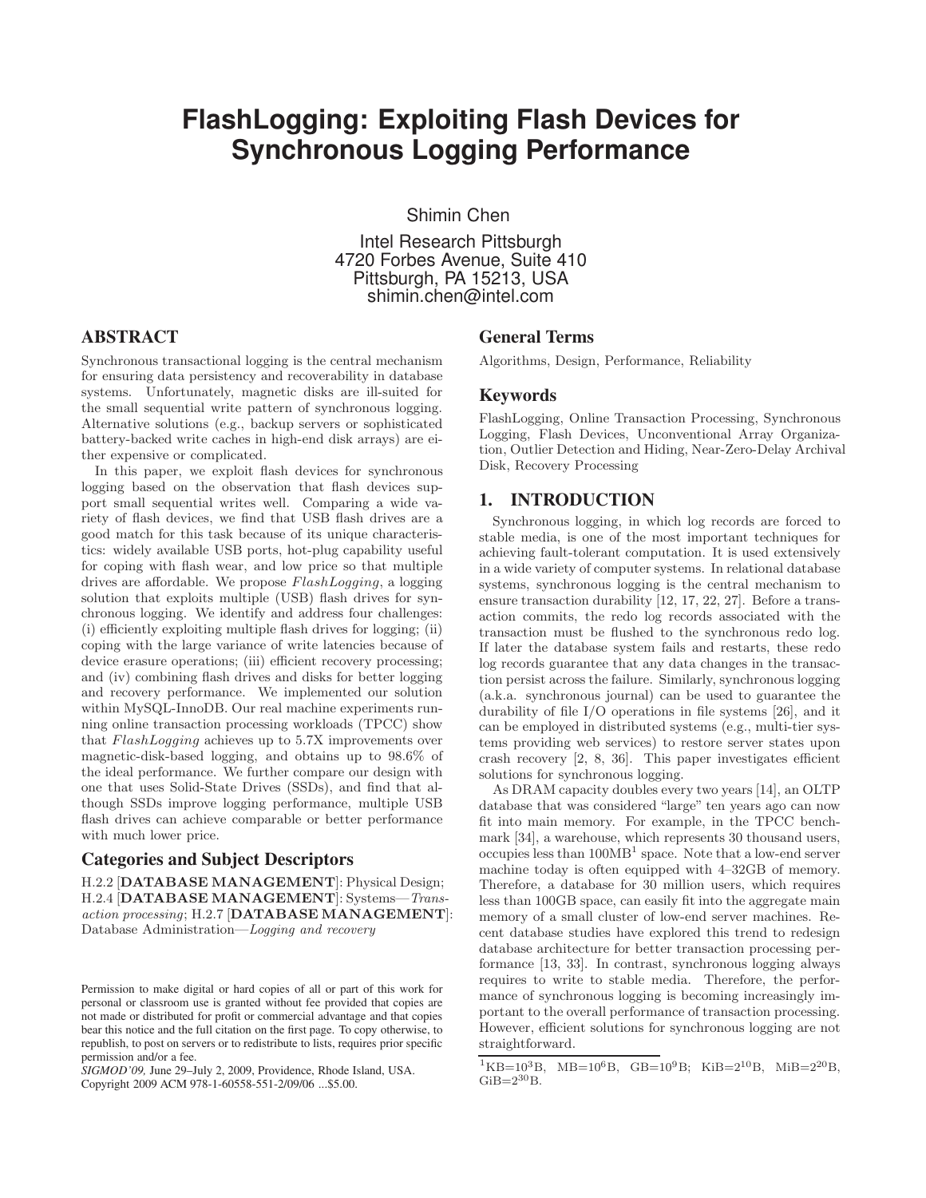# FlashLogging: Exploiting Flash Devices for Synchronous Logging Performance

Shimin Chen

Intel Research Pittsburgh
4720 Forbes Avenue, Suite 410
Pittsburgh, PA 15213, USA
shimin.chen@intel.com

## ABSTRACT

Synchronous transactional logging is the central mechanism for ensuring data persistency and recoverability in database systems. Unfortunately, magnetic disks are ill-suited for the small sequential write pattern of synchronous logging. Alternative solutions (e.g., backup servers or sophisticated battery-backed write caches in high-end disk arrays) are either expensive or complicated.

In this paper, we exploit flash devices for synchronous logging based on the observation that flash devices support small sequential writes well. Comparing a wide variety of flash devices, we find that USB flash drives are a good match for this task because of its unique characteristics: widely available USB ports, hot-plug capability useful for coping with flash wear, and low price so that multiple drives are affordable. We propose *FlashLogging*, a logging solution that exploits multiple (USB) flash drives for synchronous logging. We identify and address four challenges: (i) efficiently exploiting multiple flash drives for logging; (ii) coping with the large variance of write latencies because of device erasure operations; (iii) efficient recovery processing; and (iv) combining flash drives and disks for better logging and recovery performance. We implemented our solution within MySQL-InnoDB. Our real machine experiments running online transaction processing workloads (TPCC) show that *FlashLogging* achieves up to 5.7X improvements over magnetic-disk-based logging, and obtains up to 98.6% of the ideal performance. We further compare our design with one that uses Solid-State Drives (SSDs), and find that although SSDs improve logging performance, multiple USB flash drives can achieve comparable or better performance with much lower price.

### Categories and Subject Descriptors

H.2.2 [**DATABASE MANAGEMENT**]: Physical Design; H.2.4 [**DATABASE MANAGEMENT**]: Systems—*Transaction processing*; H.2.7 [**DATABASE MANAGEMENT**]: Database Administration—*Logging and recovery*

Permission to make digital or hard copies of all or part of this work for personal or classroom use is granted without fee provided that copies are not made or distributed for profit or commercial advantage and that copies bear this notice and the full citation on the first page. To copy otherwise, to republish, to post on servers or to redistribute to lists, requires prior specific permission and/or a fee.
*SIGMOD'09,* June 29–July 2, 2009, Providence, Rhode Island, USA.
Copyright 2009 ACM 978-1-60558-551-2/09/06 ...$5.00.

### General Terms

Algorithms, Design, Performance, Reliability

### Keywords

FlashLogging, Online Transaction Processing, Synchronous Logging, Flash Devices, Unconventional Array Organization, Outlier Detection and Hiding, Near-Zero-Delay Archival Disk, Recovery Processing

## 1. INTRODUCTION

Synchronous logging, in which log records are forced to stable media, is one of the most important techniques for achieving fault-tolerant computation. It is used extensively in a wide variety of computer systems. In relational database systems, synchronous logging is the central mechanism to ensure transaction durability [12, 17, 22, 27]. Before a transaction commits, the redo log records associated with the transaction must be flushed to the synchronous redo log. If later the database system fails and restarts, these redo log records guarantee that any data changes in the transaction persist across the failure. Similarly, synchronous logging (a.k.a. synchronous journal) can be used to guarantee the durability of file I/O operations in file systems [26], and it can be employed in distributed systems (e.g., multi-tier systems providing web services) to restore server states upon crash recovery [2, 8, 36]. This paper investigates efficient solutions for synchronous logging.

As DRAM capacity doubles every two years [14], an OLTP database that was considered "large" ten years ago can now fit into main memory. For example, in the TPCC benchmark [34], a warehouse, which represents 30 thousand users, occupies less than 100MB[1] space. Note that a low-end server machine today is often equipped with 4–32GB of memory. Therefore, a database for 30 million users, which requires less than 100GB space, can easily fit into the aggregate main memory of a small cluster of low-end server machines. Recent database studies have explored this trend to redesign database architecture for better transaction processing performance [13, 33]. In contrast, synchronous logging always requires to write to stable media. Therefore, the performance of synchronous logging is becoming increasingly important to the overall performance of transaction processing. However, efficient solutions for synchronous logging are not straightforward.

[1] KB=$10^3$B, MB=$10^6$B, GB=$10^9$B; KiB=$2^{10}$B, MiB=$2^{20}$B, GiB=$2^{30}$B.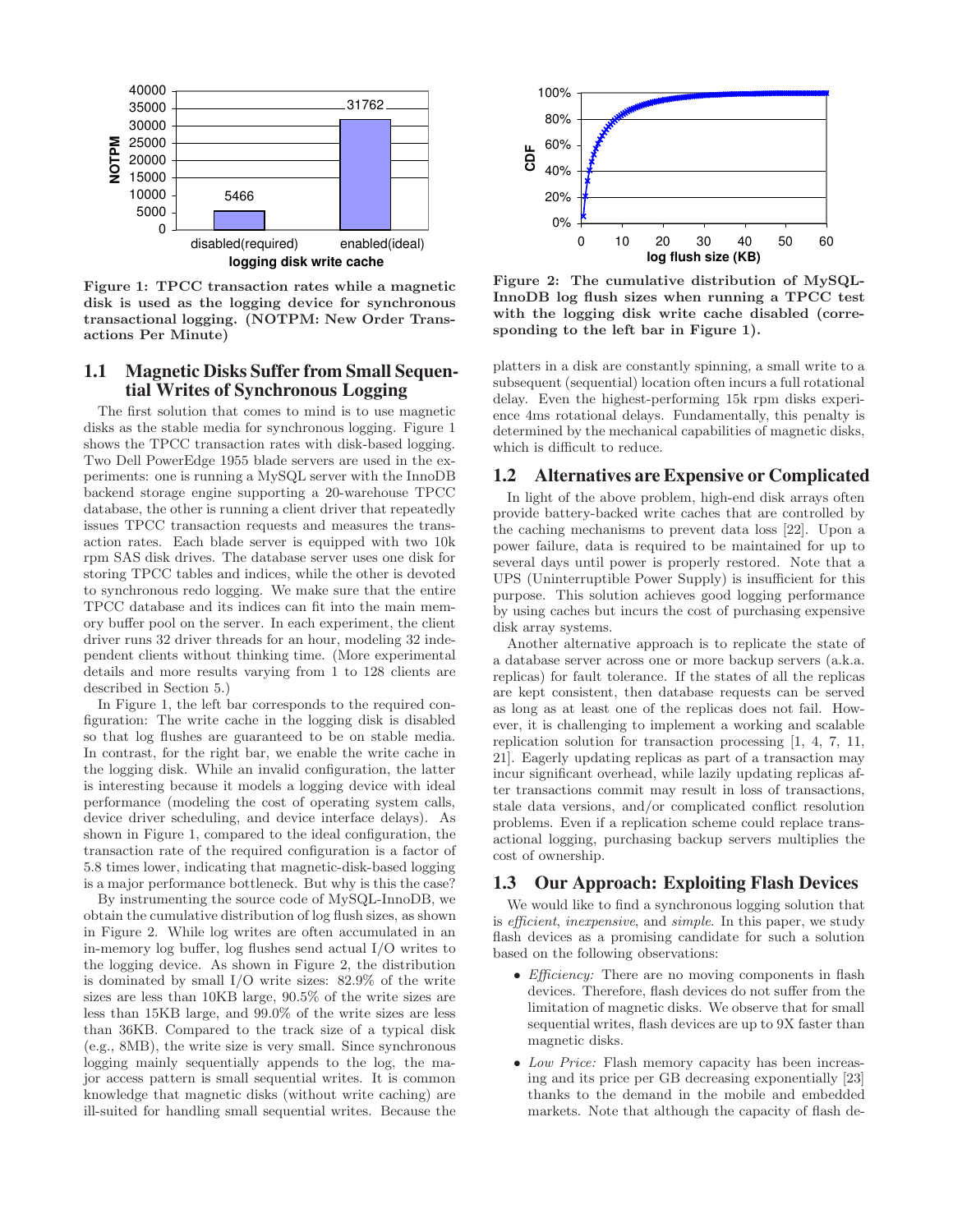Figure 1: TPCC transaction rates while a magnetic disk is used as the logging device for synchronous transactional logging. (NOTPM: New Order Transactions Per Minute)

## 1.1 Magnetic Disks Suffer from Small Sequential Writes of Synchronous Logging

The first solution that comes to mind is to use magnetic disks as the stable media for synchronous logging. Figure 1 shows the TPCC transaction rates with disk-based logging. Two Dell PowerEdge 1955 blade servers are used in the experiments: one is running a MySQL server with the InnoDB backend storage engine supporting a 20-warehouse TPCC database, the other is running a client driver that repeatedly issues TPCC transaction requests and measures the transaction rates. Each blade server is equipped with two 10k rpm SAS disk drives. The database server uses one disk for storing TPCC tables and indices, while the other is devoted to synchronous redo logging. We make sure that the entire TPCC database and its indices can fit into the main memory buffer pool on the server. In each experiment, the client driver runs 32 driver threads for an hour, modeling 32 independent clients without thinking time. (More experimental details and more results varying from 1 to 128 clients are described in Section 5.)

In Figure 1, the left bar corresponds to the required configuration: The write cache in the logging disk is disabled so that log flushes are guaranteed to be on stable media. In contrast, for the right bar, we enable the write cache in the logging disk. While an invalid configuration, the latter is interesting because it models a logging device with ideal performance (modeling the cost of operating system calls, device driver scheduling, and device interface delays). As shown in Figure 1, compared to the ideal configuration, the transaction rate of the required configuration is a factor of 5.8 times lower, indicating that magnetic-disk-based logging is a major performance bottleneck. But why is this the case?

By instrumenting the source code of MySQL-InnoDB, we obtain the cumulative distribution of log flush sizes, as shown in Figure 2. While log writes are often accumulated in an in-memory log buffer, log flushes send actual I/O writes to the logging device. As shown in Figure 2, the distribution is dominated by small I/O write sizes: 82.9% of the write sizes are less than 10KB large, 90.5% of the write sizes are less than 15KB large, and 99.0% of the write sizes are less than 36KB. Compared to the track size of a typical disk (e.g., 8MB), the write size is very small. Since synchronous logging mainly sequentially appends to the log, the major access pattern is small sequential writes. It is common knowledge that magnetic disks (without write caching) are ill-suited for handling small sequential writes. Because the platters in a disk are constantly spinning, a small write to a subsequent (sequential) location often incurs a full rotational delay. Even the highest-performing 15k rpm disks experience 4ms rotational delays. Fundamentally, this penalty is determined by the mechanical capabilities of magnetic disks, which is difficult to reduce.

Figure 2: The cumulative distribution of MySQL-InnoDB log flush sizes when running a TPCC test with the logging disk write cache disabled (corresponding to the left bar in Figure 1).

## 1.2 Alternatives are Expensive or Complicated

In light of the above problem, high-end disk arrays often provide battery-backed write caches that are controlled by the caching mechanisms to prevent data loss [22]. Upon a power failure, data is required to be maintained for up to several days until power is properly restored. Note that a UPS (Uninterruptible Power Supply) is insufficient for this purpose. This solution achieves good logging performance by using caches but incurs the cost of purchasing expensive disk array systems.

Another alternative approach is to replicate the state of a database server across one or more backup servers (a.k.a. replicas) for fault tolerance. If the states of all the replicas are kept consistent, then database requests can be served as long as at least one of the replicas does not fail. However, it is challenging to implement a working and scalable replication solution for transaction processing [1, 4, 7, 11, 21]. Eagerly updating replicas as part of a transaction may incur significant overhead, while lazily updating replicas after transactions commit may result in loss of transactions, stale data versions, and/or complicated conflict resolution problems. Even if a replication scheme could replace transactional logging, purchasing backup servers multiplies the cost of ownership.

## 1.3 Our Approach: Exploiting Flash Devices

We would like to find a synchronous logging solution that is *efficient*, *inexpensive*, and *simple*. In this paper, we study flash devices as a promising candidate for such a solution based on the following observations:

- *Efficiency:* There are no moving components in flash devices. Therefore, flash devices do not suffer from the limitation of magnetic disks. We observe that for small sequential writes, flash devices are up to 9X faster than magnetic disks.
- *Low Price:* Flash memory capacity has been increasing and its price per GB decreasing exponentially [23] thanks to the demand in the mobile and embedded markets. Note that although the capacity of flash de-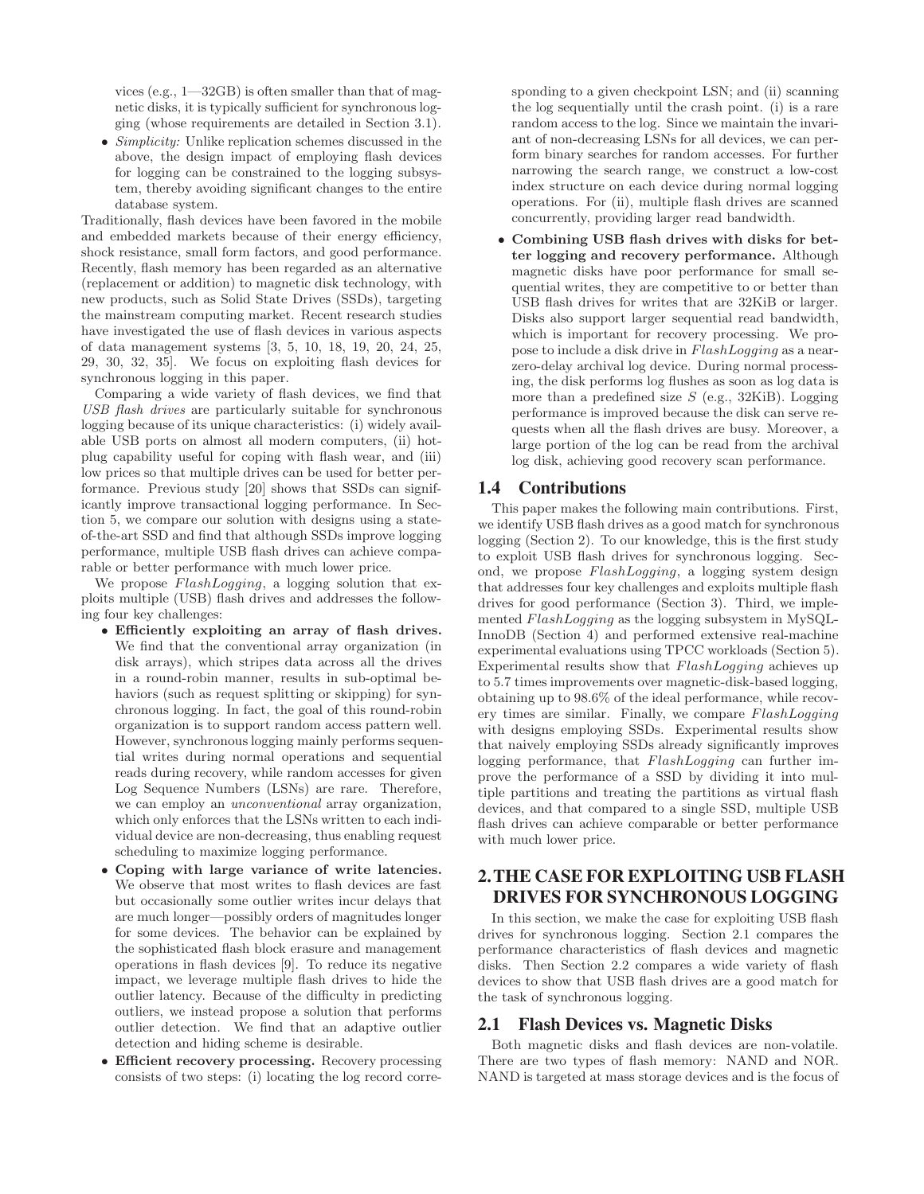vices (e.g., 1—32GB) is often smaller than that of magnetic disks, it is typically sufficient for synchronous logging (whose requirements are detailed in Section 3.1).

- *Simplicity:* Unlike replication schemes discussed in the above, the design impact of employing flash devices for logging can be constrained to the logging subsystem, thereby avoiding significant changes to the entire database system.

Traditionally, flash devices have been favored in the mobile and embedded markets because of their energy efficiency, shock resistance, small form factors, and good performance. Recently, flash memory has been regarded as an alternative (replacement or addition) to magnetic disk technology, with new products, such as Solid State Drives (SSDs), targeting the mainstream computing market. Recent research studies have investigated the use of flash devices in various aspects of data management systems [3, 5, 10, 18, 19, 20, 24, 25, 29, 30, 32, 35]. We focus on exploiting flash devices for synchronous logging in this paper.

Comparing a wide variety of flash devices, we find that *USB flash drives* are particularly suitable for synchronous logging because of its unique characteristics: (i) widely available USB ports on almost all modern computers, (ii) hot-plug capability useful for coping with flash wear, and (iii) low prices so that multiple drives can be used for better performance. Previous study [20] shows that SSDs can significantly improve transactional logging performance. In Section 5, we compare our solution with designs using a state-of-the-art SSD and find that although SSDs improve logging performance, multiple USB flash drives can achieve comparable or better performance with much lower price.

We propose *FlashLogging*, a logging solution that exploits multiple (USB) flash drives and addresses the following four key challenges:

- **Efficiently exploiting an array of flash drives.** We find that the conventional array organization (in disk arrays), which stripes data across all the drives in a round-robin manner, results in sub-optimal behaviors (such as request splitting or skipping) for synchronous logging. In fact, the goal of this round-robin organization is to support random access pattern well. However, synchronous logging mainly performs sequential writes during normal operations and sequential reads during recovery, while random accesses for given Log Sequence Numbers (LSNs) are rare. Therefore, we can employ an *unconventional* array organization, which only enforces that the LSNs written to each individual device are non-decreasing, thus enabling request scheduling to maximize logging performance.
- **Coping with large variance of write latencies.** We observe that most writes to flash devices are fast but occasionally some outlier writes incur delays that are much longer—possibly orders of magnitudes longer for some devices. The behavior can be explained by the sophisticated flash block erasure and management operations in flash devices [9]. To reduce its negative impact, we leverage multiple flash drives to hide the outlier latency. Because of the difficulty in predicting outliers, we instead propose a solution that performs outlier detection. We find that an adaptive outlier detection and hiding scheme is desirable.
- **Efficient recovery processing.** Recovery processing consists of two steps: (i) locating the log record corresponding to a given checkpoint LSN; and (ii) scanning the log sequentially until the crash point. (i) is a rare random access to the log. Since we maintain the invariant of non-decreasing LSNs for all devices, we can perform binary searches for random accesses. For further narrowing the search range, we construct a low-cost index structure on each device during normal logging operations. For (ii), multiple flash drives are scanned concurrently, providing larger read bandwidth.
- **Combining USB flash drives with disks for better logging and recovery performance.** Although magnetic disks have poor performance for small sequential writes, they are competitive to or better than USB flash drives for writes that are 32KiB or larger. Disks also support larger sequential read bandwidth, which is important for recovery processing. We propose to include a disk drive in *FlashLogging* as a near-zero-delay archival log device. During normal processing, the disk performs log flushes as soon as log data is more than a predefined size $S$ (e.g., 32KiB). Logging performance is improved because the disk can serve requests when all the flash drives are busy. Moreover, a large portion of the log can be read from the archival log disk, achieving good recovery scan performance.

## 1.4 Contributions

This paper makes the following main contributions. First, we identify USB flash drives as a good match for synchronous logging (Section 2). To our knowledge, this is the first study to exploit USB flash drives for synchronous logging. Second, we propose *FlashLogging*, a logging system design that addresses four key challenges and exploits multiple flash drives for good performance (Section 3). Third, we implemented *FlashLogging* as the logging subsystem in MySQL-InnoDB (Section 4) and performed extensive real-machine experimental evaluations using TPCC workloads (Section 5). Experimental results show that *FlashLogging* achieves up to 5.7 times improvements over magnetic-disk-based logging, obtaining up to 98.6% of the ideal performance, while recovery times are similar. Finally, we compare *FlashLogging* with designs employing SSDs. Experimental results show that naively employing SSDs already significantly improves logging performance, that *FlashLogging* can further improve the performance of a SSD by dividing it into multiple partitions and treating the partitions as virtual flash devices, and that compared to a single SSD, multiple USB flash drives can achieve comparable or better performance with much lower price.

# 2. THE CASE FOR EXPLOITING USB FLASH DRIVES FOR SYNCHRONOUS LOGGING

In this section, we make the case for exploiting USB flash drives for synchronous logging. Section 2.1 compares the performance characteristics of flash devices and magnetic disks. Then Section 2.2 compares a wide variety of flash devices to show that USB flash drives are a good match for the task of synchronous logging.

## 2.1 Flash Devices vs. Magnetic Disks

Both magnetic disks and flash devices are non-volatile. There are two types of flash memory: NAND and NOR. NAND is targeted at mass storage devices and is the focus of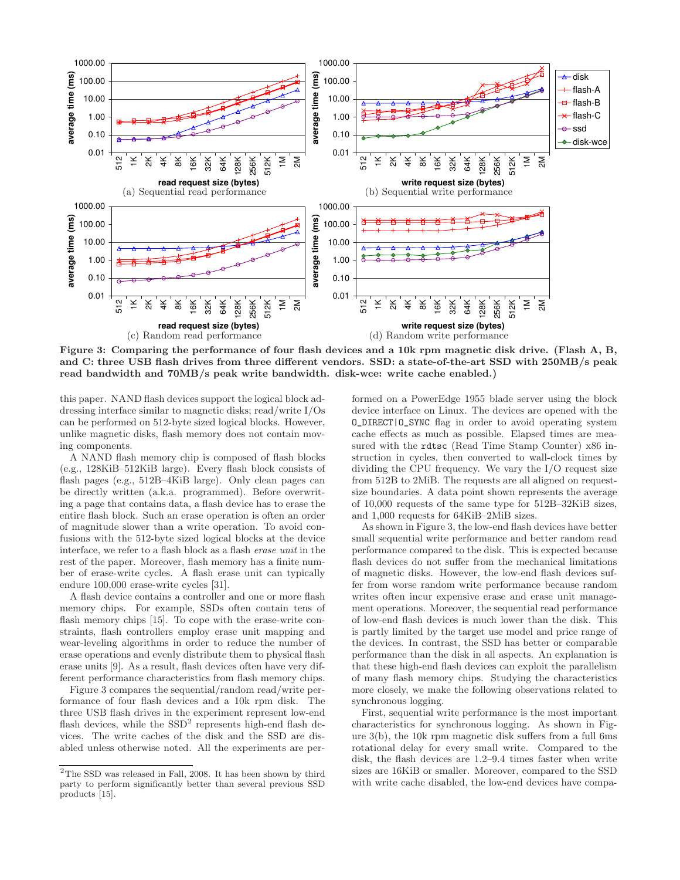Figure 3: Comparing the performance of four flash devices and a 10k rpm magnetic disk drive. (Flash A, B, and C: three USB flash drives from three different vendors. SSD: a state-of-the-art SSD with 250MB/s peak read bandwidth and 70MB/s peak write bandwidth. disk-wce: write cache enabled.)

(a) Sequential read performance

(b) Sequential write performance

(c) Random read performance

(d) Random write performance

this paper. NAND flash devices support the logical block addressing interface similar to magnetic disks; read/write I/Os can be performed on 512-byte sized logical blocks. However, unlike magnetic disks, flash memory does not contain moving components.

A NAND flash memory chip is composed of flash blocks (e.g., 128KiB–512KiB large). Every flash block consists of flash pages (e.g., 512B–4KiB large). Only clean pages can be directly written (a.k.a. programmed). Before overwriting a page that contains data, a flash device has to erase the entire flash block. Such an erase operation is often an order of magnitude slower than a write operation. To avoid confusions with the 512-byte sized logical blocks at the device interface, we refer to a flash block as a flash *erase unit* in the rest of the paper. Moreover, flash memory has a finite number of erase-write cycles. A flash erase unit can typically endure 100,000 erase-write cycles [31].

A flash device contains a controller and one or more flash memory chips. For example, SSDs often contain tens of flash memory chips [15]. To cope with the erase-write constraints, flash controllers employ erase unit mapping and wear-leveling algorithms in order to reduce the number of erase operations and evenly distribute them to physical flash erase units [9]. As a result, flash devices often have very different performance characteristics from flash memory chips.

Figure 3 compares the sequential/random read/write performance of four flash devices and a 10k rpm disk. The three USB flash drives in the experiment represent low-end flash devices, while the SSD[2] represents high-end flash devices. The write caches of the disk and the SSD are disabled unless otherwise noted. All the experiments are performed on a PowerEdge 1955 blade server using the block device interface on Linux. The devices are opened with the `O_DIRECT|O_SYNC` flag in order to avoid operating system cache effects as much as possible. Elapsed times are measured with the `rdtsc` (Read Time Stamp Counter) x86 instruction in cycles, then converted to wall-clock times by dividing the CPU frequency. We vary the I/O request size from 512B to 2MiB. The requests are all aligned on request-size boundaries. A data point shown represents the average of 10,000 requests of the same type for 512B–32KiB sizes, and 1,000 requests for 64KiB–2MiB sizes.

As shown in Figure 3, the low-end flash devices have better small sequential write performance and better random read performance compared to the disk. This is expected because flash devices do not suffer from the mechanical limitations of magnetic disks. However, the low-end flash devices suffer from worse random write performance because random writes often incur expensive erase and erase unit management operations. Moreover, the sequential read performance of low-end flash devices is much lower than the disk. This is partly limited by the target use model and price range of the devices. In contrast, the SSD has better or comparable performance than the disk in all aspects. An explanation is that these high-end flash devices can exploit the parallelism of many flash memory chips. Studying the characteristics more closely, we make the following observations related to synchronous logging.

First, sequential write performance is the most important characteristics for synchronous logging. As shown in Figure 3(b), the 10k rpm magnetic disk suffers from a full 6ms rotational delay for every small write. Compared to the disk, the flash devices are 1.2–9.4 times faster when write sizes are 16KiB or smaller. Moreover, compared to the SSD with write cache disabled, the low-end devices have compa-

[2] The SSD was released in Fall, 2008. It has been shown by third party to perform significantly better than several previous SSD products [15].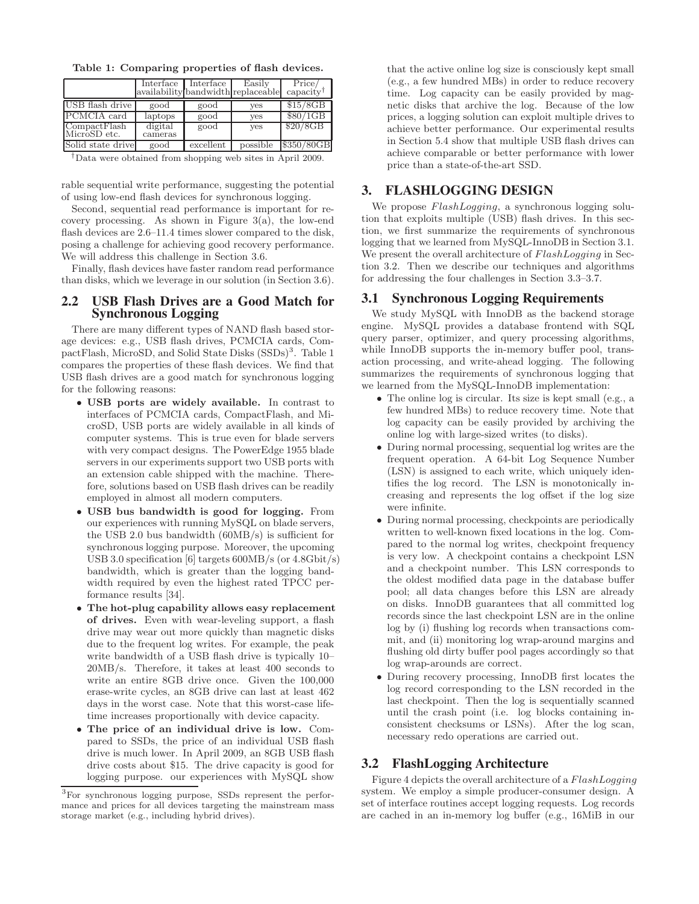Table 1: Comparing properties of flash devices.

| | Interface availability | Interface bandwidth | Easily replaceable | Price/ capacity† |
|---|---|---|---|---|
| USB flash drive | good | good | yes | $15/8GB |
| PCMCIA card | laptops | good | yes | $80/1GB |
| CompactFlash MicroSD etc. | digital cameras | good | yes | $20/8GB |
| Solid state drive | good | excellent | possible | $350/80GB |

†Data were obtained from shopping web sites in April 2009.

rable sequential write performance, suggesting the potential of using low-end flash devices for synchronous logging.

Second, sequential read performance is important for recovery processing. As shown in Figure 3(a), the low-end flash devices are 2.6–11.4 times slower compared to the disk, posing a challenge for achieving good recovery performance. We will address this challenge in Section 3.6.

Finally, flash devices have faster random read performance than disks, which we leverage in our solution (in Section 3.6).

## 2.2 USB Flash Drives are a Good Match for Synchronous Logging

There are many different types of NAND flash based storage devices: e.g., USB flash drives, PCMCIA cards, CompactFlash, MicroSD, and Solid State Disks (SSDs)[3]. Table 1 compares the properties of these flash devices. We find that USB flash drives are a good match for synchronous logging for the following reasons:

- **USB ports are widely available.** In contrast to interfaces of PCMCIA cards, CompactFlash, and MicroSD, USB ports are widely available in all kinds of computer systems. This is true even for blade servers with very compact designs. The PowerEdge 1955 blade servers in our experiments support two USB ports with an extension cable shipped with the machine. Therefore, solutions based on USB flash drives can be readily employed in almost all modern computers.
- **USB bus bandwidth is good for logging.** From our experiences with running MySQL on blade servers, the USB 2.0 bus bandwidth (60MB/s) is sufficient for synchronous logging purpose. Moreover, the upcoming USB 3.0 specification [6] targets 600MB/s (or 4.8Gbit/s) bandwidth, which is greater than the logging bandwidth required by even the highest rated TPCC performance results [34].
- **The hot-plug capability allows easy replacement of drives.** Even with wear-leveling support, a flash drive may wear out more quickly than magnetic disks due to the frequent log writes. For example, the peak write bandwidth of a USB flash drive is typically 10–20MB/s. Therefore, it takes at least 400 seconds to write an entire 8GB drive once. Given the 100,000 erase-write cycles, an 8GB drive can last at least 462 days in the worst case. Note that this worst-case lifetime increases proportionally with device capacity.
- **The price of an individual drive is low.** Compared to SSDs, the price of an individual USB flash drive is much lower. In April 2009, an 8GB USB flash drive costs about $15. The drive capacity is good for logging purpose. our experiences with MySQL show that the active online log size is consciously kept small (e.g., a few hundred MBs) in order to reduce recovery time. Log capacity can be easily provided by magnetic disks that archive the log. Because of the low prices, a logging solution can exploit multiple drives to achieve better performance. Our experimental results in Section 5.4 show that multiple USB flash drives can achieve comparable or better performance with lower price than a state-of-the-art SSD.

[3]For synchronous logging purpose, SSDs represent the performance and prices for all devices targeting the mainstream mass storage market (e.g., including hybrid drives).

# 3. FLASHLOGGING DESIGN

We propose *FlashLogging*, a synchronous logging solution that exploits multiple (USB) flash drives. In this section, we first summarize the requirements of synchronous logging that we learned from MySQL-InnoDB in Section 3.1. We present the overall architecture of *FlashLogging* in Section 3.2. Then we describe our techniques and algorithms for addressing the four challenges in Section 3.3–3.7.

## 3.1 Synchronous Logging Requirements

We study MySQL with InnoDB as the backend storage engine. MySQL provides a database frontend with SQL query parser, optimizer, and query processing algorithms, while InnoDB supports the in-memory buffer pool, transaction processing, and write-ahead logging. The following summarizes the requirements of synchronous logging that we learned from the MySQL-InnoDB implementation:

- The online log is circular. Its size is kept small (e.g., a few hundred MBs) to reduce recovery time. Note that log capacity can be easily provided by archiving the online log with large-sized writes (to disks).
- During normal processing, sequential log writes are the frequent operation. A 64-bit Log Sequence Number (LSN) is assigned to each write, which uniquely identifies the log record. The LSN is monotonically increasing and represents the log offset if the log size were infinite.
- During normal processing, checkpoints are periodically written to well-known fixed locations in the log. Compared to the normal log writes, checkpoint frequency is very low. A checkpoint contains a checkpoint LSN and a checkpoint number. This LSN corresponds to the oldest modified data page in the database buffer pool; all data changes before this LSN are already on disks. InnoDB guarantees that all committed log records since the last checkpoint LSN are in the online log by (i) flushing log records when transactions commit, and (ii) monitoring log wrap-around margins and flushing old dirty buffer pool pages accordingly so that log wrap-arounds are correct.
- During recovery processing, InnoDB first locates the log record corresponding to the LSN recorded in the last checkpoint. Then the log is sequentially scanned until the crash point (i.e. log blocks containing inconsistent checksums or LSNs). After the log scan, necessary redo operations are carried out.

## 3.2 FlashLogging Architecture

Figure 4 depicts the overall architecture of a *FlashLogging* system. We employ a simple producer-consumer design. A set of interface routines accept logging requests. Log records are cached in an in-memory log buffer (e.g., 16MiB in our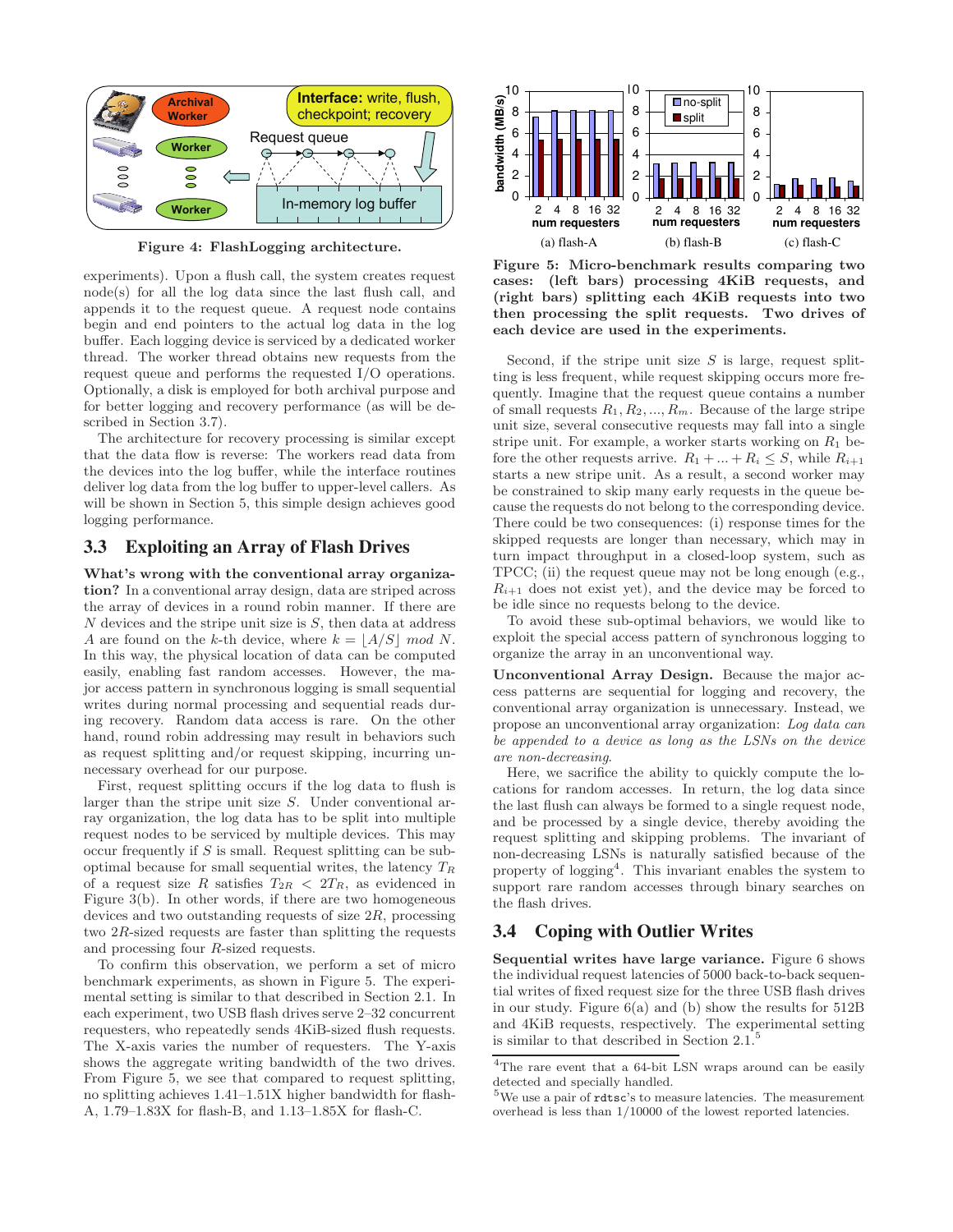Figure 4: FlashLogging architecture.

experiments). Upon a flush call, the system creates request node(s) for all the log data since the last flush call, and appends it to the request queue. A request node contains begin and end pointers to the actual log data in the log buffer. Each logging device is serviced by a dedicated worker thread. The worker thread obtains new requests from the request queue and performs the requested I/O operations. Optionally, a disk is employed for both archival purpose and for better logging and recovery performance (as will be described in Section 3.7).

The architecture for recovery processing is similar except that the data flow is reverse: The workers read data from the devices into the log buffer, while the interface routines deliver log data from the log buffer to upper-level callers. As will be shown in Section 5, this simple design achieves good logging performance.

## 3.3 Exploiting an Array of Flash Drives

**What's wrong with the conventional array organization?** In a conventional array design, data are striped across the array of devices in a round robin manner. If there are $N$ devices and the stripe unit size is $S$, then data at address $A$ are found on the $k$-th device, where $k = \lfloor A/S \rfloor \ mod \ N$. In this way, the physical location of data can be computed easily, enabling fast random accesses. However, the major access pattern in synchronous logging is small sequential writes during normal processing and sequential reads during recovery. Random data access is rare. On the other hand, round robin addressing may result in behaviors such as request splitting and/or request skipping, incurring unnecessary overhead for our purpose.

First, request splitting occurs if the log data to flush is larger than the stripe unit size $S$. Under conventional array organization, the log data has to be split into multiple request nodes to be serviced by multiple devices. This may occur frequently if $S$ is small. Request splitting can be suboptimal because for small sequential writes, the latency $T_R$ of a request size $R$ satisfies $T_{2R} < 2T_R$, as evidenced in Figure 3(b). In other words, if there are two homogeneous devices and two outstanding requests of size $2R$, processing two $2R$-sized requests are faster than splitting the requests and processing four $R$-sized requests.

To confirm this observation, we perform a set of micro benchmark experiments, as shown in Figure 5. The experimental setting is similar to that described in Section 2.1. In each experiment, two USB flash drives serve 2–32 concurrent requesters, who repeatedly sends 4KiB-sized flush requests. The X-axis varies the number of requesters. The Y-axis shows the aggregate writing bandwidth of the two drives. From Figure 5, we see that compared to request splitting, no splitting achieves 1.41–1.51X higher bandwidth for flash-A, 1.79–1.83X for flash-B, and 1.13–1.85X for flash-C.

Figure 5: Micro-benchmark results comparing two cases: (left bars) processing 4KiB requests, and (right bars) splitting each 4KiB requests into two then processing the split requests. Two drives of each device are used in the experiments.

Second, if the stripe unit size $S$ is large, request splitting is less frequent, while request skipping occurs more frequently. Imagine that the request queue contains a number of small requests $R_1, R_2, ..., R_m$. Because of the large stripe unit size, several consecutive requests may fall into a single stripe unit. For example, a worker starts working on $R_1$ before the other requests arrive. $R_1 + ... + R_i \leq S$, while $R_{i+1}$ starts a new stripe unit. As a result, a second worker may be constrained to skip many early requests in the queue because the requests do not belong to the corresponding device. There could be two consequences: (i) response times for the skipped requests are longer than necessary, which may in turn impact throughput in a closed-loop system, such as TPCC; (ii) the request queue may not be long enough (e.g., $R_{i+1}$ does not exist yet), and the device may be forced to be idle since no requests belong to the device.

To avoid these sub-optimal behaviors, we would like to exploit the special access pattern of synchronous logging to organize the array in an unconventional way.

**Unconventional Array Design.** Because the major access patterns are sequential for logging and recovery, the conventional array organization is unnecessary. Instead, we propose an unconventional array organization: *Log data can be appended to a device as long as the LSNs on the device are non-decreasing*.

Here, we sacrifice the ability to quickly compute the locations for random accesses. In return, the log data since the last flush can always be formed to a single request node, and be processed by a single device, thereby avoiding the request splitting and skipping problems. The invariant of non-decreasing LSNs is naturally satisfied because of the property of logging[4]. This invariant enables the system to support rare random accesses through binary searches on the flash drives.

## 3.4 Coping with Outlier Writes

**Sequential writes have large variance.** Figure 6 shows the individual request latencies of 5000 back-to-back sequential writes of fixed request size for the three USB flash drives in our study. Figure 6(a) and (b) show the results for 512B and 4KiB requests, respectively. The experimental setting is similar to that described in Section 2.1.[5]

[4]The rare event that a 64-bit LSN wraps around can be easily detected and specially handled.

[5]We use a pair of `rdtsc`'s to measure latencies. The measurement overhead is less than 1/10000 of the lowest reported latencies.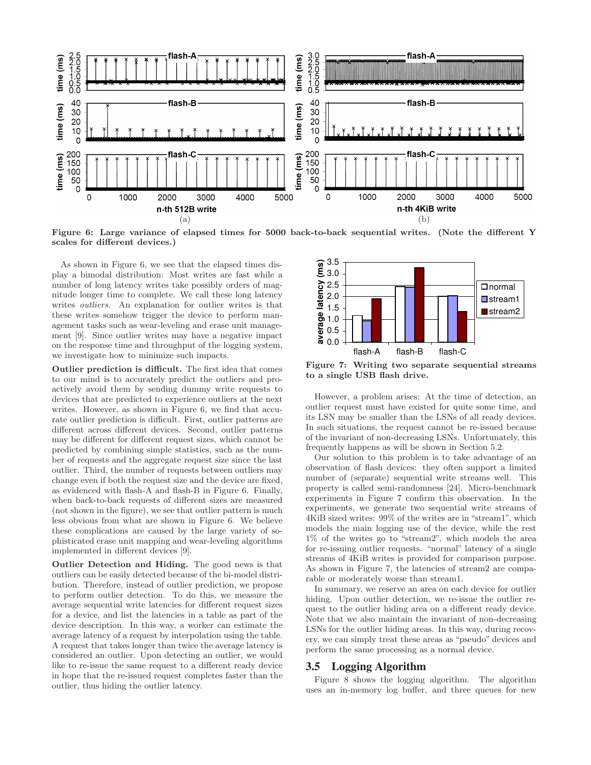Figure 6: Large variance of elapsed times for 5000 back-to-back sequential writes. (Note the different Y scales for different devices.)

As shown in Figure 6, we see that the elapsed times display a bimodal distribution: Most writes are fast while a number of long latency writes take possibly orders of magnitude longer time to complete. We call these long latency writes *outliers*. An explanation for outlier writes is that these writes somehow trigger the device to perform management tasks such as wear-leveling and erase unit management [9]. Since outlier writes may have a negative impact on the response time and throughput of the logging system, we investigate how to minimize such impacts.

**Outlier prediction is difficult.** The first idea that comes to our mind is to accurately predict the outliers and proactively avoid them by sending dummy write requests to devices that are predicted to experience outliers at the next writes. However, as shown in Figure 6, we find that accurate outlier prediction is difficult. First, outlier patterns are different across different devices. Second, outlier patterns may be different for different request sizes, which cannot be predicted by combining simple statistics, such as the number of requests and the aggregate request size since the last outlier. Third, the number of requests between outliers may change even if both the request size and the device are fixed, as evidenced with flash-A and flash-B in Figure 6. Finally, when back-to-back requests of different sizes are measured (not shown in the figure), we see that outlier pattern is much less obvious from what are shown in Figure 6. We believe these complications are caused by the large variety of sophisticated erase unit mapping and wear-leveling algorithms implemented in different devices [9].

**Outlier Detection and Hiding.** The good news is that outliers can be easily detected because of the bi-model distribution. Therefore, instead of outlier prediction, we propose to perform outlier detection. To do this, we measure the average sequential write latencies for different request sizes for a device, and list the latencies in a table as part of the device description. In this way, a worker can estimate the average latency of a request by interpolation using the table. A request that takes longer than twice the average latency is considered an outlier. Upon detecting an outlier, we would like to re-issue the same request to a different ready device in hope that the re-issued request completes faster than the outlier, thus hiding the outlier latency.

Figure 7: Writing two separate sequential streams to a single USB flash drive.

However, a problem arises: At the time of detection, an outlier request must have existed for quite some time, and its LSN may be smaller than the LSNs of all ready devices. In such situations, the request cannot be re-issued because of the invariant of non-decreasing LSNs. Unfortunately, this frequently happens as will be shown in Section 5.2.

Our solution to this problem is to take advantage of an observation of flash devices: they often support a limited number of (separate) sequential write streams well. This property is called semi-randomness [24]. Micro-benchmark experiments in Figure 7 confirm this observation. In the experiments, we generate two sequential write streams of 4KiB sized writes: 99% of the writes are in "stream1", which models the main logging use of the device, while the rest 1% of the writes go to "stream2", which models the area for re-issuing outlier requests. "normal" latency of a single streams of 4KiB writes is provided for comparison purpose. As shown in Figure 7, the latencies of stream2 are comparable or moderately worse than stream1.

In summary, we reserve an area on each device for outlier hiding. Upon outlier detection, we re-issue the outlier request to the outlier hiding area on a different ready device. Note that we also maintain the invariant of non-decreasing LSNs for the outlier hiding areas. In this way, during recovery, we can simply treat these areas as "pseudo" devices and perform the same processing as a normal device.

## 3.5 Logging Algorithm

Figure 8 shows the logging algorithm. The algorithm uses an in-memory log buffer, and three queues for new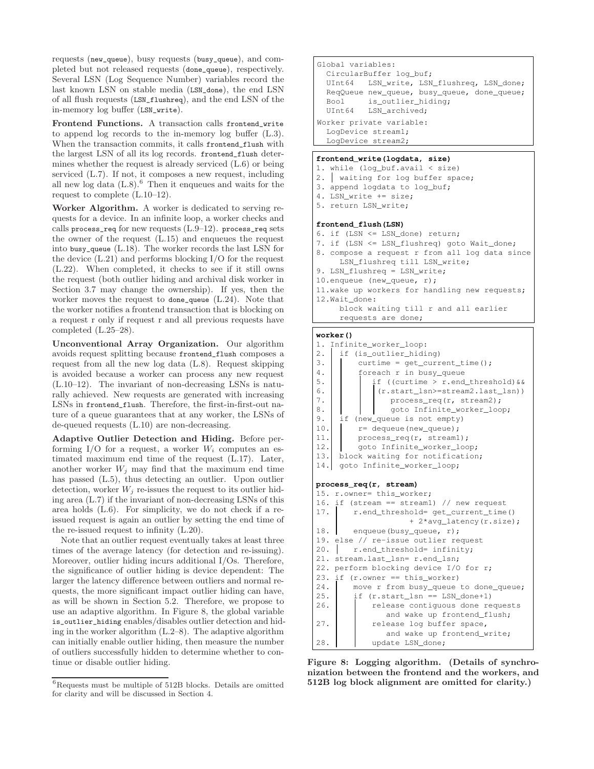requests (`new_queue`), busy requests (`busy_queue`), and completed but not released requests (`done_queue`), respectively. Several LSN (Log Sequence Number) variables record the last known LSN on stable media (`LSN_done`), the end LSN of all flush requests (`LSN_flushreq`), and the end LSN of the in-memory log buffer (`LSN_write`).

**Frontend Functions.** A transaction calls `frontend_write` to append log records to the in-memory log buffer (L.3). When the transaction commits, it calls `frontend_flush` with the largest LSN of all its log records. `frontend_flush` determines whether the request is already serviced (L.6) or being serviced (L.7). If not, it composes a new request, including all new log data (L.8).[6] Then it enqueues and waits for the request to complete (L.10–12).

**Worker Algorithm.** A worker is dedicated to serving requests for a device. In an infinite loop, a worker checks and calls `process_req` for new requests (L.9–12). `process_req` sets the owner of the request (L.15) and enqueues the request into `busy_queue` (L.18). The worker records the last LSN for the device (L.21) and performs blocking I/O for the request (L.22). When completed, it checks to see if it still owns the request (both outlier hiding and archival disk worker in Section 3.7 may change the ownership). If yes, then the worker moves the request to `done_queue` (L.24). Note that the worker notifies a frontend transaction that is blocking on a request r only if request r and all previous requests have completed (L.25–28).

**Unconventional Array Organization.** Our algorithm avoids request splitting because `frontend_flush` composes a request from all the new log data (L.8). Request skipping is avoided because a worker can process any new request (L.10–12). The invariant of non-decreasing LSNs is naturally achieved. New requests are generated with increasing LSNs in `frontend_flush`. Therefore, the first-in-first-out nature of a queue guarantees that at any worker, the LSNs of de-queued requests (L.10) are non-decreasing.

**Adaptive Outlier Detection and Hiding.** Before performing I/O for a request, a worker $W_i$ computes an estimated maximum end time of the request (L.17). Later, another worker $W_j$ may find that the maximum end time has passed (L.5), thus detecting an outlier. Upon outlier detection, worker $W_j$ re-issues the request to its outlier hiding area (L.7) if the invariant of non-decreasing LSNs of this area holds (L.6). For simplicity, we do not check if a reissued request is again an outlier by setting the end time of the re-issued request to infinity (L.20).

Note that an outlier request eventually takes at least three times of the average latency (for detection and re-issuing). Moreover, outlier hiding incurs additional I/Os. Therefore, the significance of outlier hiding is device dependent: The larger the latency difference between outliers and normal requests, the more significant impact outlier hiding can have, as will be shown in Section 5.2. Therefore, we propose to use an adaptive algorithm. In Figure 8, the global variable `is_outlier_hiding` enables/disables outlier detection and hiding in the worker algorithm (L.2–8). The adaptive algorithm can initially enable outlier hiding, then measure the number of outliers successfully hidden to determine whether to continue or disable outlier hiding.

[6] Requests must be multiple of 512B blocks. Details are omitted for clarity and will be discussed in Section 4.

```
Global variables:
  CircularBuffer log_buf;
  UInt64   LSN_write, LSN_flushreq, LSN_done;
  ReqQueue new_queue, busy_queue, done_queue;
  Bool     is_outlier_hiding;
  UInt64   LSN_archived;
Worker private variable:
  LogDevice stream1;
  LogDevice stream2;
```

```
frontend_write(logdata, size)
1. while (log_buf.avail < size)
2. |  waiting for log buffer space;
3. append logdata to log_buf;
4. LSN_write += size;
5. return LSN_write;

frontend_flush(LSN)
6. if (LSN <= LSN_done) return;
7. if (LSN <= LSN_flushreq) goto Wait_done;
8. compose a request r from all log data since
     LSN_flushreq till LSN_write;
9. LSN_flushreq = LSN_write;
10.enqueue (new_queue, r);
11.wake up workers for handling new requests;
12.Wait_done:
     block waiting till r and all earlier
     requests are done;
```

```
worker()
1. Infinite_worker_loop:
2. | if (is_outlier_hiding)
3. | |   curtime = get_current_time();
4. | |   foreach r in busy_queue
5. | | |   if ((curtime > r.end_threshold)&&
6. | | | |  (r.start_lsn>=stream2.last_lsn))
7. | | | |     process_req(r, stream2);
8. | | | |     goto Infinite_worker_loop;
9. | if (new_queue is not empty)
10.| |   r= dequeue(new_queue);
11.| |   process_req(r, stream1);
12.| |   goto Infinite_worker_loop;
13.| block waiting for notification;
14.| goto Infinite_worker_loop;

process_req(r, stream)
15. r.owner= this_worker;
16. if (stream == stream1) // new request
17. |   r.end_threshold= get_current_time()
                 + 2*avg_latency(r.size);
18. |   enqueue(busy_queue, r);
19. else // re-issue outlier request
20. |   r.end_threshold= infinity;
21. stream.last_lsn= r.end_lsn;
22. perform blocking device I/O for r;
23. if (r.owner == this_worker)
24. |   move r from busy_queue to done_queue;
25. |   if (r.start_lsn == LSN_done+1)
26. | |     release contiguous done requests
              and wake up frontend_flush;
27. | |     release log buffer space,
              and wake up frontend_write;
28. | |     update LSN_done;
```

**Figure 8: Logging algorithm. (Details of synchronization between the frontend and the workers, and 512B log block alignment are omitted for clarity.)**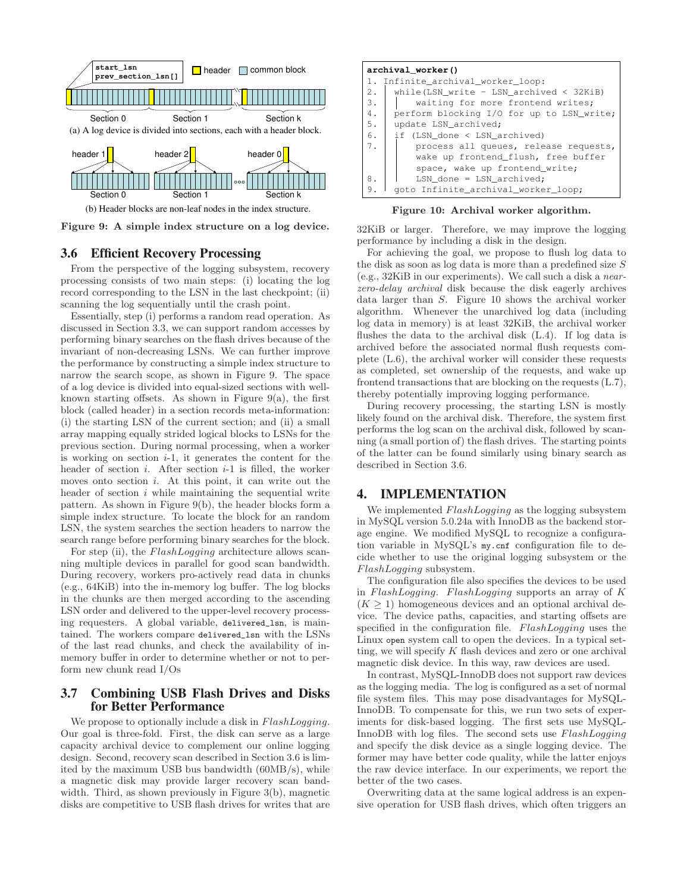start_lsn
prev_section_lsn[]

header | common block

Section 0 | Section 1 | Section k

(a) A log device is divided into sections, each with a header block.

header 1 | header 2 | header 0

Section 0 | Section 1 | Section k

(b) Header blocks are non-leaf nodes in the index structure.

**Figure 9: A simple index structure on a log device.**

### 3.6 Efficient Recovery Processing

From the perspective of the logging subsystem, recovery processing consists of two main steps: (i) locating the log record corresponding to the LSN in the last checkpoint; (ii) scanning the log sequentially until the crash point.

Essentially, step (i) performs a random read operation. As discussed in Section 3.3, we can support random accesses by performing binary searches on the flash drives because of the invariant of non-decreasing LSNs. We can further improve the performance by constructing a simple index structure to narrow the search scope, as shown in Figure 9. The space of a log device is divided into equal-sized sections with well-known starting offsets. As shown in Figure 9(a), the first block (called header) in a section records meta-information: (i) the starting LSN of the current section; and (ii) a small array mapping equally strided logical blocks to LSNs for the previous section. During normal processing, when a worker is working on section $i$-1, it generates the content for the header of section $i$. After section $i$-1 is filled, the worker moves onto section $i$. At this point, it can write out the header of section $i$ while maintaining the sequential write pattern. As shown in Figure 9(b), the header blocks form a simple index structure. To locate the block for an random LSN, the system searches the section headers to narrow the search range before performing binary searches for the block.

For step (ii), the *FlashLogging* architecture allows scanning multiple devices in parallel for good scan bandwidth. During recovery, workers pro-actively read data in chunks (e.g., 64KiB) into the in-memory log buffer. The log blocks in the chunks are then merged according to the ascending LSN order and delivered to the upper-level recovery processing requesters. A global variable, `delivered_lsn`, is maintained. The workers compare `delivered_lsn` with the LSNs of the last read chunks, and check the availability of in-memory buffer in order to determine whether or not to perform new chunk read I/Os

### 3.7 Combining USB Flash Drives and Disks for Better Performance

We propose to optionally include a disk in *FlashLogging*. Our goal is three-fold. First, the disk can serve as a large capacity archival device to complement our online logging design. Second, recovery scan described in Section 3.6 is limited by the maximum USB bus bandwidth (60MB/s), while a magnetic disk may provide larger recovery scan bandwidth. Third, as shown previously in Figure 3(b), magnetic disks are competitive to USB flash drives for writes that are 32KiB or larger. Therefore, we may improve the logging performance by including a disk in the design.

```
archival_worker()
1. Infinite_archival_worker_loop:
2.   while(LSN_write - LSN_archived < 32KiB)
3.       waiting for more frontend writes;
4.   perform blocking I/O for up to LSN_write;
5.   update LSN_archived;
6.   if (LSN_done < LSN_archived)
7.       process all queues, release requests,
         wake up frontend_flush, free buffer
         space, wake up frontend_write;
8.       LSN_done = LSN_archived;
9.   goto Infinite_archival_worker_loop;
```

**Figure 10: Archival worker algorithm.**

For achieving the goal, we propose to flush log data to the disk as soon as log data is more than a predefined size $S$ (e.g., 32KiB in our experiments). We call such a disk a *near-zero-delay archival* disk because the disk eagerly archives data larger than $S$. Figure 10 shows the archival worker algorithm. Whenever the unarchived log data (including log data in memory) is at least 32KiB, the archival worker flushes the data to the archival disk (L.4). If log data is archived before the associated normal flush requests complete (L.6), the archival worker will consider these requests as completed, set ownership of the requests, and wake up frontend transactions that are blocking on the requests (L.7), thereby potentially improving logging performance.

During recovery processing, the starting LSN is mostly likely found on the archival disk. Therefore, the system first performs the log scan on the archival disk, followed by scanning (a small portion of) the flash drives. The starting points of the latter can be found similarly using binary search as described in Section 3.6.

## 4. IMPLEMENTATION

We implemented *FlashLogging* as the logging subsystem in MySQL version 5.0.24a with InnoDB as the backend storage engine. We modified MySQL to recognize a configuration variable in MySQL's `my.cnf` configuration file to decide whether to use the original logging subsystem or the *FlashLogging* subsystem.

The configuration file also specifies the devices to be used in *FlashLogging*. *FlashLogging* supports an array of $K$ ($K \geq 1$) homogeneous devices and an optional archival device. The device paths, capacities, and starting offsets are specified in the configuration file. *FlashLogging* uses the Linux `open` system call to open the devices. In a typical setting, we will specify $K$ flash devices and zero or one archival magnetic disk device. In this way, raw devices are used.

In contrast, MySQL-InnoDB does not support raw devices as the logging media. The log is configured as a set of normal file system files. This may pose disadvantages for MySQL-InnoDB. To compensate for this, we run two sets of experiments for disk-based logging. The first sets use MySQL-InnoDB with log files. The second sets use *FlashLogging* and specify the disk device as a single logging device. The former may have better code quality, while the latter enjoys the raw device interface. In our experiments, we report the better of the two cases.

Overwriting data at the same logical address is an expensive operation for USB flash drives, which often triggers an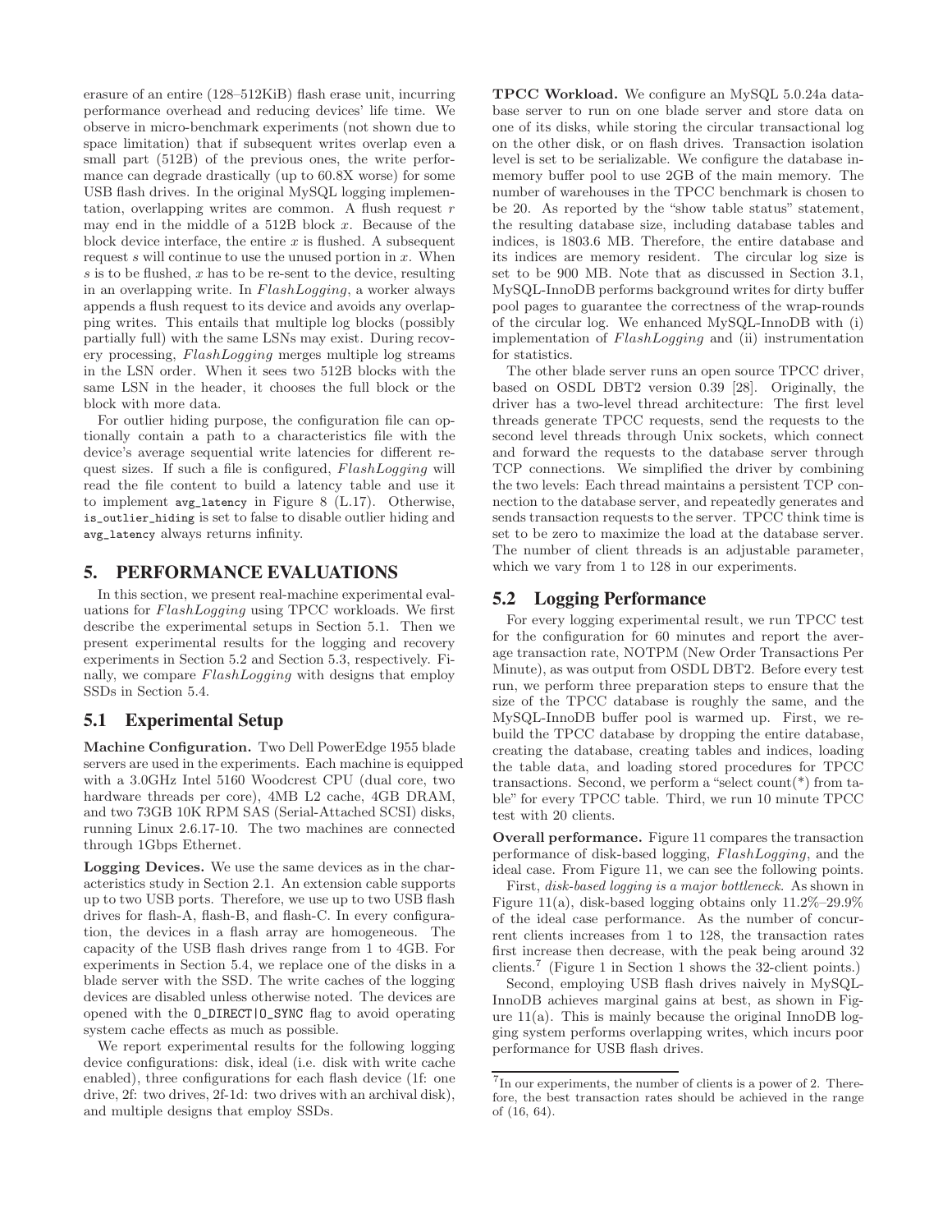erasure of an entire (128–512KiB) flash erase unit, incurring performance overhead and reducing devices' life time. We observe in micro-benchmark experiments (not shown due to space limitation) that if subsequent writes overlap even a small part (512B) of the previous ones, the write performance can degrade drastically (up to 60.8X worse) for some USB flash drives. In the original MySQL logging implementation, overlapping writes are common. A flush request $r$ may end in the middle of a 512B block $x$. Because of the block device interface, the entire $x$ is flushed. A subsequent request $s$ will continue to use the unused portion in $x$. When $s$ is to be flushed, $x$ has to be re-sent to the device, resulting in an overlapping write. In *FlashLogging*, a worker always appends a flush request to its device and avoids any overlapping writes. This entails that multiple log blocks (possibly partially full) with the same LSNs may exist. During recovery processing, *FlashLogging* merges multiple log streams in the LSN order. When it sees two 512B blocks with the same LSN in the header, it chooses the full block or the block with more data.

For outlier hiding purpose, the configuration file can optionally contain a path to a characteristics file with the device's average sequential write latencies for different request sizes. If such a file is configured, *FlashLogging* will read the file content to build a latency table and use it to implement `avg_latency` in Figure 8 (L.17). Otherwise, `is_outlier_hiding` is set to false to disable outlier hiding and `avg_latency` always returns infinity.

## 5. PERFORMANCE EVALUATIONS

In this section, we present real-machine experimental evaluations for *FlashLogging* using TPCC workloads. We first describe the experimental setups in Section 5.1. Then we present experimental results for the logging and recovery experiments in Section 5.2 and Section 5.3, respectively. Finally, we compare *FlashLogging* with designs that employ SSDs in Section 5.4.

### 5.1 Experimental Setup

**Machine Configuration.** Two Dell PowerEdge 1955 blade servers are used in the experiments. Each machine is equipped with a 3.0GHz Intel 5160 Woodcrest CPU (dual core, two hardware threads per core), 4MB L2 cache, 4GB DRAM, and two 73GB 10K RPM SAS (Serial-Attached SCSI) disks, running Linux 2.6.17-10. The two machines are connected through 1Gbps Ethernet.

**Logging Devices.** We use the same devices as in the characteristics study in Section 2.1. An extension cable supports up to two USB ports. Therefore, we use up to two USB flash drives for flash-A, flash-B, and flash-C. In every configuration, the devices in a flash array are homogeneous. The capacity of the USB flash drives range from 1 to 4GB. For experiments in Section 5.4, we replace one of the disks in a blade server with the SSD. The write caches of the logging devices are disabled unless otherwise noted. The devices are opened with the `O_DIRECT|O_SYNC` flag to avoid operating system cache effects as much as possible.

We report experimental results for the following logging device configurations: disk, ideal (i.e. disk with write cache enabled), three configurations for each flash device (1f: one drive, 2f: two drives, 2f-1d: two drives with an archival disk), and multiple designs that employ SSDs.

**TPCC Workload.** We configure an MySQL 5.0.24a database server to run on one blade server and store data on one of its disks, while storing the circular transactional log on the other disk, or on flash drives. Transaction isolation level is set to be serializable. We configure the database in-memory buffer pool to use 2GB of the main memory. The number of warehouses in the TPCC benchmark is chosen to be 20. As reported by the "show table status" statement, the resulting database size, including database tables and indices, is 1803.6 MB. Therefore, the entire database and its indices are memory resident. The circular log size is set to be 900 MB. Note that as discussed in Section 3.1, MySQL-InnoDB performs background writes for dirty buffer pool pages to guarantee the correctness of the wrap-rounds of the circular log. We enhanced MySQL-InnoDB with (i) implementation of *FlashLogging* and (ii) instrumentation for statistics.

The other blade server runs an open source TPCC driver, based on OSDL DBT2 version 0.39 [28]. Originally, the driver has a two-level thread architecture: The first level threads generate TPCC requests, send the requests to the second level threads through Unix sockets, which connect and forward the requests to the database server through TCP connections. We simplified the driver by combining the two levels: Each thread maintains a persistent TCP connection to the database server, and repeatedly generates and sends transaction requests to the server. TPCC think time is set to be zero to maximize the load at the database server. The number of client threads is an adjustable parameter, which we vary from 1 to 128 in our experiments.

### 5.2 Logging Performance

For every logging experimental result, we run TPCC test for the configuration for 60 minutes and report the average transaction rate, NOTPM (New Order Transactions Per Minute), as was output from OSDL DBT2. Before every test run, we perform three preparation steps to ensure that the size of the TPCC database is roughly the same, and the MySQL-InnoDB buffer pool is warmed up. First, we rebuild the TPCC database by dropping the entire database, creating the database, creating tables and indices, loading the table data, and loading stored procedures for TPCC transactions. Second, we perform a "select count(*) from table" for every TPCC table. Third, we run 10 minute TPCC test with 20 clients.

**Overall performance.** Figure 11 compares the transaction performance of disk-based logging, *FlashLogging*, and the ideal case. From Figure 11, we can see the following points.

First, *disk-based logging is a major bottleneck.* As shown in Figure 11(a), disk-based logging obtains only 11.2%–29.9% of the ideal case performance. As the number of concurrent clients increases from 1 to 128, the transaction rates first increase then decrease, with the peak being around 32 clients.[7] (Figure 1 in Section 1 shows the 32-client points.)

Second, employing USB flash drives naively in MySQL-InnoDB achieves marginal gains at best, as shown in Figure 11(a). This is mainly because the original InnoDB logging system performs overlapping writes, which incurs poor performance for USB flash drives.

[7] In our experiments, the number of clients is a power of 2. Therefore, the best transaction rates should be achieved in the range of (16, 64).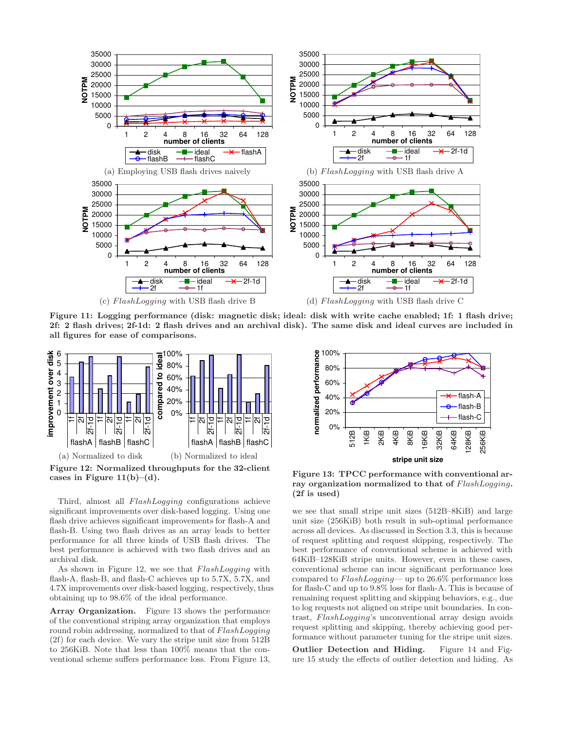Figure 11: Logging performance (disk: magnetic disk; ideal: disk with write cache enabled; 1f: 1 flash drive; 2f: 2 flash drives; 2f-1d: 2 flash drives and an archival disk). The same disk and ideal curves are included in all figures for ease of comparisons.

(a) Employing USB flash drives naively

(b) *FlashLogging* with USB flash drive A

(c) *FlashLogging* with USB flash drive B

(d) *FlashLogging* with USB flash drive C

Figure 12: Normalized throughputs for the 32-client cases in Figure 11(b)–(d).

(a) Normalized to disk

(b) Normalized to ideal

Figure 13: TPCC performance with conventional array organization normalized to that of *FlashLogging*. (2f is used)

Third, almost all *FlashLogging* configurations achieve significant improvements over disk-based logging. Using one flash drive achieves significant improvements for flash-A and flash-B. Using two flash drives as an array leads to better performance for all three kinds of USB flash drives. The best performance is achieved with two flash drives and an archival disk.

As shown in Figure 12, we see that *FlashLogging* with flash-A, flash-B, and flash-C achieves up to 5.7X, 5.7X, and 4.7X improvements over disk-based logging, respectively, thus obtaining up to 98.6% of the ideal performance.

**Array Organization.** Figure 13 shows the performance of the conventional striping array organization that employs round robin addressing, normalized to that of *FlashLogging* (2f) for each device. We vary the stripe unit size from 512B to 256KiB. Note that less than 100% means that the conventional scheme suffers performance loss. From Figure 13, we see that small stripe unit sizes (512B–8KiB) and large unit size (256KiB) both result in sub-optimal performance across all devices. As discussed in Section 3.3, this is because of request splitting and request skipping, respectively. The best performance of conventional scheme is achieved with 64KiB–128KiB stripe units. However, even in these cases, conventional scheme can incur significant performance loss compared to *FlashLogging*— up to 26.6% performance loss for flash-C and up to 9.8% loss for flash-A. This is because of remaining request splitting and skipping behaviors, e.g., due to log requests not aligned on stripe unit boundaries. In contrast, *FlashLogging*'s unconventional array design avoids request splitting and skipping, thereby achieving good performance without parameter tuning for the stripe unit sizes.

**Outlier Detection and Hiding.** Figure 14 and Figure 15 study the effects of outlier detection and hiding. As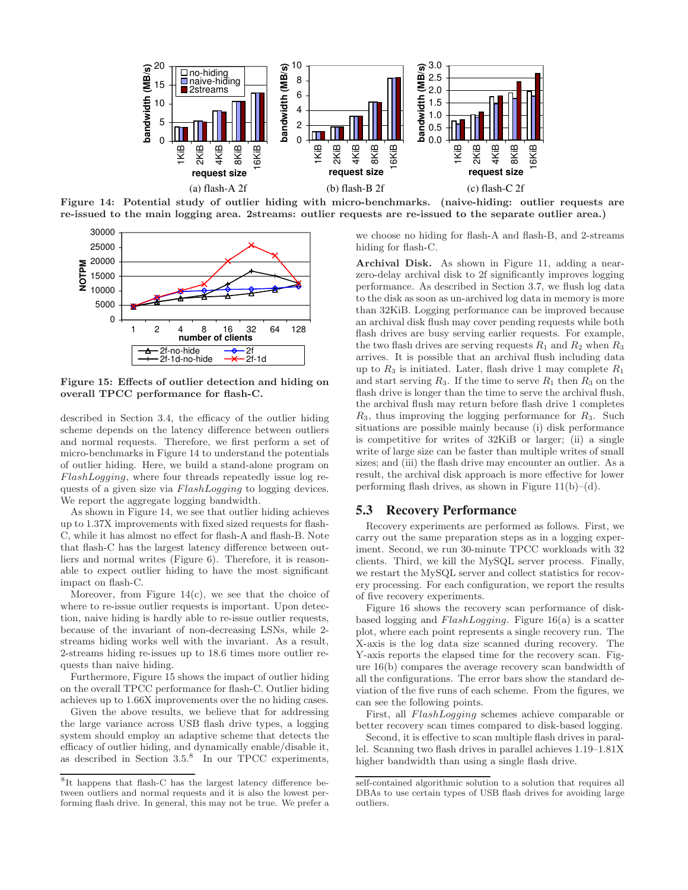Figure 14: Potential study of outlier hiding with micro-benchmarks. (naive-hiding: outlier requests are re-issued to the main logging area. 2streams: outlier requests are re-issued to the separate outlier area.)

Figure 15: Effects of outlier detection and hiding on overall TPCC performance for flash-C.

described in Section 3.4, the efficacy of the outlier hiding scheme depends on the latency difference between outliers and normal requests. Therefore, we first perform a set of micro-benchmarks in Figure 14 to understand the potentials of outlier hiding. Here, we build a stand-alone program on *FlashLogging*, where four threads repeatedly issue log requests of a given size via *FlashLogging* to logging devices. We report the aggregate logging bandwidth.

As shown in Figure 14, we see that outlier hiding achieves up to 1.37X improvements with fixed sized requests for flash-C, while it has almost no effect for flash-A and flash-B. Note that flash-C has the largest latency difference between outliers and normal writes (Figure 6). Therefore, it is reasonable to expect outlier hiding to have the most significant impact on flash-C.

Moreover, from Figure 14(c), we see that the choice of where to re-issue outlier requests is important. Upon detection, naive hiding is hardly able to re-issue outlier requests, because of the invariant of non-decreasing LSNs, while 2-streams hiding works well with the invariant. As a result, 2-streams hiding re-issues up to 18.6 times more outlier requests than naive hiding.

Furthermore, Figure 15 shows the impact of outlier hiding on the overall TPCC performance for flash-C. Outlier hiding achieves up to 1.66X improvements over the no hiding cases.

Given the above results, we believe that for addressing the large variance across USB flash drive types, a logging system should employ an adaptive scheme that detects the efficacy of outlier hiding, and dynamically enable/disable it, as described in Section 3.5.[8] In our TPCC experiments, we choose no hiding for flash-A and flash-B, and 2-streams hiding for flash-C.

**Archival Disk.** As shown in Figure 11, adding a near-zero-delay archival disk to 2f significantly improves logging performance. As described in Section 3.7, we flush log data to the disk as soon as un-archived log data in memory is more than 32KiB. Logging performance can be improved because an archival disk flush may cover pending requests while both flash drives are busy serving earlier requests. For example, the two flash drives are serving requests $R_1$ and $R_2$ when $R_3$ arrives. It is possible that an archival flush including data up to $R_3$ is initiated. Later, flash drive 1 may complete $R_1$ and start serving $R_3$. If the time to serve $R_1$ then $R_3$ on the flash drive is longer than the time to serve the archival flush, the archival flush may return before flash drive 1 completes $R_3$, thus improving the logging performance for $R_3$. Such situations are possible mainly because (i) disk performance is competitive for writes of 32KiB or larger; (ii) a single write of large size can be faster than multiple writes of small sizes; and (iii) the flash drive may encounter an outlier. As a result, the archival disk approach is more effective for lower performing flash drives, as shown in Figure 11(b)–(d).

## 5.3 Recovery Performance

Recovery experiments are performed as follows. First, we carry out the same preparation steps as in a logging experiment. Second, we run 30-minute TPCC workloads with 32 clients. Third, we kill the MySQL server process. Finally, we restart the MySQL server and collect statistics for recovery processing. For each configuration, we report the results of five recovery experiments.

Figure 16 shows the recovery scan performance of disk-based logging and *FlashLogging*. Figure 16(a) is a scatter plot, where each point represents a single recovery run. The X-axis is the log data size scanned during recovery. The Y-axis reports the elapsed time for the recovery scan. Figure 16(b) compares the average recovery scan bandwidth of all the configurations. The error bars show the standard deviation of the five runs of each scheme. From the figures, we can see the following points.

First, all *FlashLogging* schemes achieve comparable or better recovery scan times compared to disk-based logging.

Second, it is effective to scan multiple flash drives in parallel. Scanning two flash drives in parallel achieves 1.19–1.81X higher bandwidth than using a single flash drive.

[8] It happens that flash-C has the largest latency difference between outliers and normal requests and it is also the lowest performing flash drive. In general, this may not be true. We prefer a self-contained algorithmic solution to a solution that requires all DBAs to use certain types of USB flash drives for avoiding large outliers.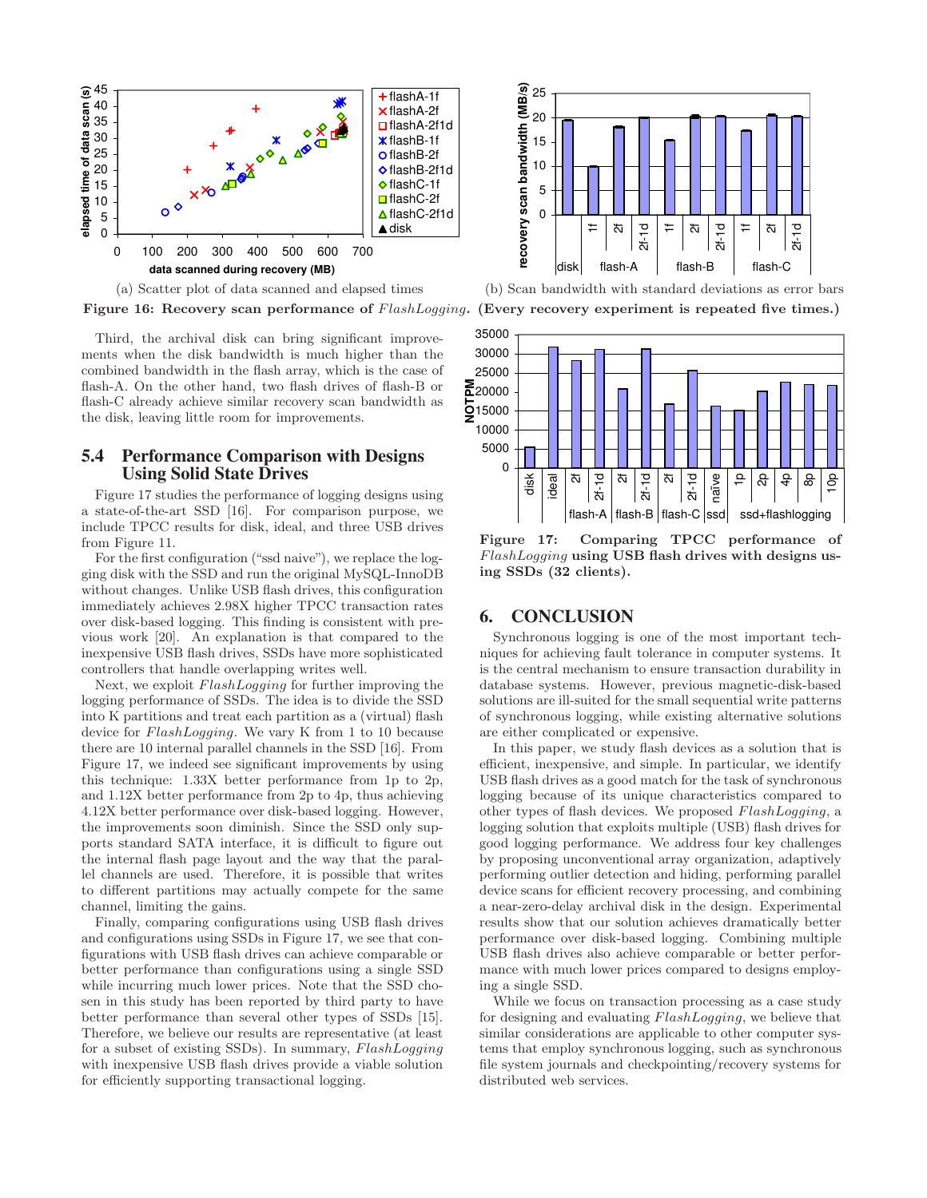Figure 16: Recovery scan performance of *FlashLogging*. (Every recovery experiment is repeated five times.)

(a) Scatter plot of data scanned and elapsed times

(b) Scan bandwidth with standard deviations as error bars

Third, the archival disk can bring significant improvements when the disk bandwidth is much higher than the combined bandwidth in the flash array, which is the case of flash-A. On the other hand, two flash drives of flash-B or flash-C already achieve similar recovery scan bandwidth as the disk, leaving little room for improvements.

## 5.4 Performance Comparison with Designs Using Solid State Drives

Figure 17 studies the performance of logging designs using a state-of-the-art SSD [16]. For comparison purpose, we include TPCC results for disk, ideal, and three USB drives from Figure 11.

For the first configuration ("ssd naive"), we replace the logging disk with the SSD and run the original MySQL-InnoDB without changes. Unlike USB flash drives, this configuration immediately achieves 2.98X higher TPCC transaction rates over disk-based logging. This finding is consistent with previous work [20]. An explanation is that compared to the inexpensive USB flash drives, SSDs have more sophisticated controllers that handle overlapping writes well.

Next, we exploit *FlashLogging* for further improving the logging performance of SSDs. The idea is to divide the SSD into K partitions and treat each partition as a (virtual) flash device for *FlashLogging*. We vary K from 1 to 10 because there are 10 internal parallel channels in the SSD [16]. From Figure 17, we indeed see significant improvements by using this technique: 1.33X better performance from 1p to 2p, and 1.12X better performance from 2p to 4p, thus achieving 4.12X better performance over disk-based logging. However, the improvements soon diminish. Since the SSD only supports standard SATA interface, it is difficult to figure out the internal flash page layout and the way that the parallel channels are used. Therefore, it is possible that writes to different partitions may actually compete for the same channel, limiting the gains.

Finally, comparing configurations using USB flash drives and configurations using SSDs in Figure 17, we see that configurations with USB flash drives can achieve comparable or better performance than configurations using a single SSD while incurring much lower prices. Note that the SSD chosen in this study has been reported by third party to have better performance than several other types of SSDs [15]. Therefore, we believe our results are representative (at least for a subset of existing SSDs). In summary, *FlashLogging* with inexpensive USB flash drives provide a viable solution for efficiently supporting transactional logging.

**Figure 17: Comparing TPCC performance of *FlashLogging* using USB flash drives with designs using SSDs (32 clients).**

## 6. CONCLUSION

Synchronous logging is one of the most important techniques for achieving fault tolerance in computer systems. It is the central mechanism to ensure transaction durability in database systems. However, previous magnetic-disk-based solutions are ill-suited for the small sequential write patterns of synchronous logging, while existing alternative solutions are either complicated or expensive.

In this paper, we study flash devices as a solution that is efficient, inexpensive, and simple. In particular, we identify USB flash drives as a good match for the task of synchronous logging because of its unique characteristics compared to other types of flash devices. We proposed *FlashLogging*, a logging solution that exploits multiple (USB) flash drives for good logging performance. We address four key challenges by proposing unconventional array organization, adaptively performing outlier detection and hiding, performing parallel device scans for efficient recovery processing, and combining a near-zero-delay archival disk in the design. Experimental results show that our solution achieves dramatically better performance over disk-based logging. Combining multiple USB flash drives also achieve comparable or better performance with much lower prices compared to designs employing a single SSD.

While we focus on transaction processing as a case study for designing and evaluating *FlashLogging*, we believe that similar considerations are applicable to other computer systems that employ synchronous logging, such as synchronous file system journals and checkpointing/recovery systems for distributed web services.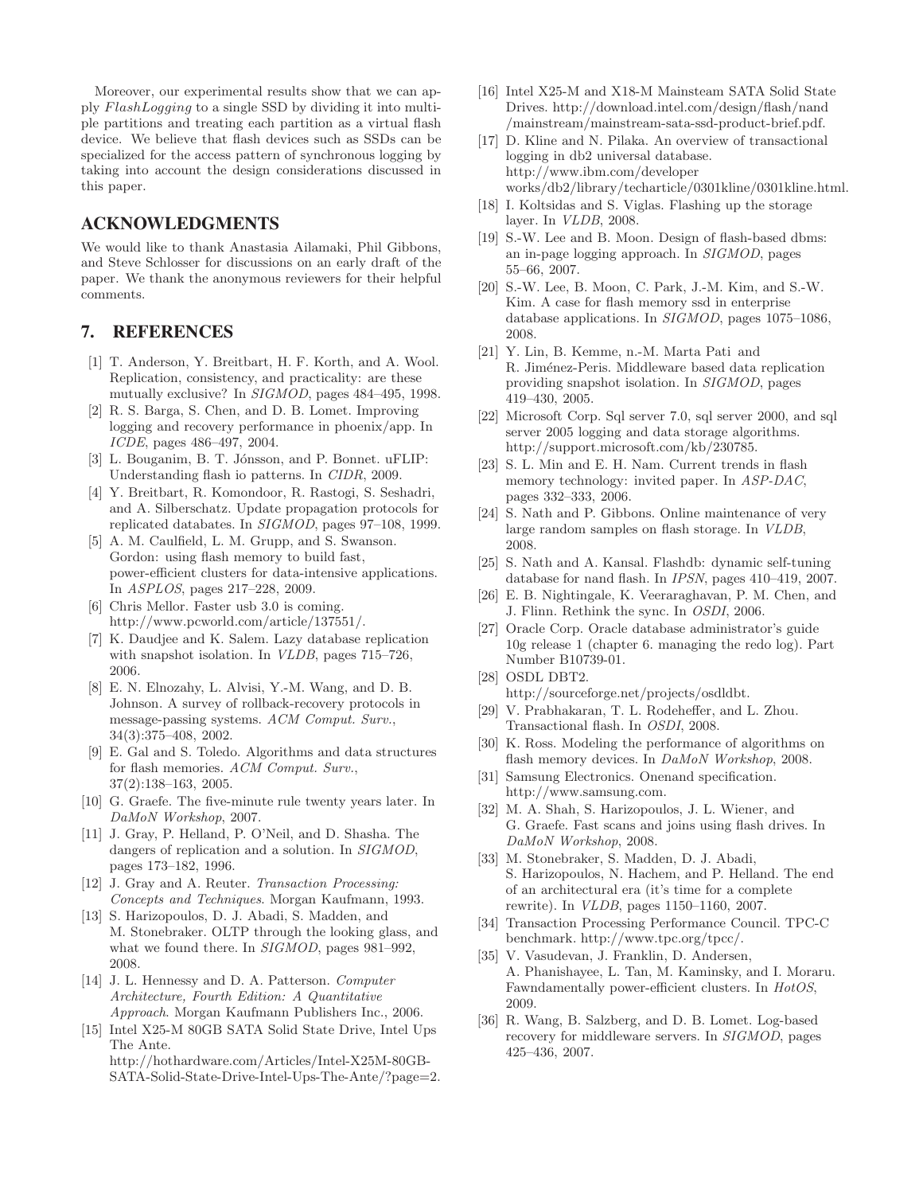Moreover, our experimental results show that we can apply *FlashLogging* to a single SSD by dividing it into multiple partitions and treating each partition as a virtual flash device. We believe that flash devices such as SSDs can be specialized for the access pattern of synchronous logging by taking into account the design considerations discussed in this paper.

## ACKNOWLEDGMENTS

We would like to thank Anastasia Ailamaki, Phil Gibbons, and Steve Schlosser for discussions on an early draft of the paper. We thank the anonymous reviewers for their helpful comments.

## 7. REFERENCES

[1] T. Anderson, Y. Breitbart, H. F. Korth, and A. Wool. Replication, consistency, and practicality: are these mutually exclusive? In *SIGMOD*, pages 484–495, 1998.

[2] R. S. Barga, S. Chen, and D. B. Lomet. Improving logging and recovery performance in phoenix/app. In *ICDE*, pages 486–497, 2004.

[3] L. Bouganim, B. T. Jónsson, and P. Bonnet. uFLIP: Understanding flash io patterns. In *CIDR*, 2009.

[4] Y. Breitbart, R. Komondoor, R. Rastogi, S. Seshadri, and A. Silberschatz. Update propagation protocols for replicated databases. In *SIGMOD*, pages 97–108, 1999.

[5] A. M. Caulfield, L. M. Grupp, and S. Swanson. Gordon: using flash memory to build fast, power-efficient clusters for data-intensive applications. In *ASPLOS*, pages 217–228, 2009.

[6] Chris Mellor. Faster usb 3.0 is coming. http://www.pcworld.com/article/137551/.

[7] K. Daudjee and K. Salem. Lazy database replication with snapshot isolation. In *VLDB*, pages 715–726, 2006.

[8] E. N. Elnozahy, L. Alvisi, Y.-M. Wang, and D. B. Johnson. A survey of rollback-recovery protocols in message-passing systems. *ACM Comput. Surv.*, 34(3):375–408, 2002.

[9] E. Gal and S. Toledo. Algorithms and data structures for flash memories. *ACM Comput. Surv.*, 37(2):138–163, 2005.

[10] G. Graefe. The five-minute rule twenty years later. In *DaMoN Workshop*, 2007.

[11] J. Gray, P. Helland, P. O'Neil, and D. Shasha. The dangers of replication and a solution. In *SIGMOD*, pages 173–182, 1996.

[12] J. Gray and A. Reuter. *Transaction Processing: Concepts and Techniques*. Morgan Kaufmann, 1993.

[13] S. Harizopoulos, D. J. Abadi, S. Madden, and M. Stonebraker. OLTP through the looking glass, and what we found there. In *SIGMOD*, pages 981–992, 2008.

[14] J. L. Hennessy and D. A. Patterson. *Computer Architecture, Fourth Edition: A Quantitative Approach*. Morgan Kaufmann Publishers Inc., 2006.

[15] Intel X25-M 80GB SATA Solid State Drive, Intel Ups The Ante. http://hothardware.com/Articles/Intel-X25M-80GB-SATA-Solid-State-Drive-Intel-Ups-The-Ante/?page=2.

[16] Intel X25-M and X18-M Mainsteam SATA Solid State Drives. http://download.intel.com/design/flash/nand/mainstream/mainstream-sata-ssd-product-brief.pdf.

[17] D. Kline and N. Pilaka. An overview of transactional logging in db2 universal database. http://www.ibm.com/developer works/db2/library/techarticle/0301kline/0301kline.html.

[18] I. Koltsidas and S. Viglas. Flashing up the storage layer. In *VLDB*, 2008.

[19] S.-W. Lee and B. Moon. Design of flash-based dbms: an in-page logging approach. In *SIGMOD*, pages 55–66, 2007.

[20] S.-W. Lee, B. Moon, C. Park, J.-M. Kim, and S.-W. Kim. A case for flash memory ssd in enterprise database applications. In *SIGMOD*, pages 1075–1086, 2008.

[21] Y. Lin, B. Kemme, n.-M. Marta Pati and R. Jiménez-Peris. Middleware based data replication providing snapshot isolation. In *SIGMOD*, pages 419–430, 2005.

[22] Microsoft Corp. Sql server 7.0, sql server 2000, and sql server 2005 logging and data storage algorithms. http://support.microsoft.com/kb/230785.

[23] S. L. Min and E. H. Nam. Current trends in flash memory technology: invited paper. In *ASP-DAC*, pages 332–333, 2006.

[24] S. Nath and P. Gibbons. Online maintenance of very large random samples on flash storage. In *VLDB*, 2008.

[25] S. Nath and A. Kansal. Flashdb: dynamic self-tuning database for nand flash. In *IPSN*, pages 410–419, 2007.

[26] E. B. Nightingale, K. Veeraraghavan, P. M. Chen, and J. Flinn. Rethink the sync. In *OSDI*, 2006.

[27] Oracle Corp. Oracle database administrator's guide 10g release 1 (chapter 6. managing the redo log). Part Number B10739-01.

[28] OSDL DBT2. http://sourceforge.net/projects/osdldbt.

[29] V. Prabhakaran, T. L. Rodeheffer, and L. Zhou. Transactional flash. In *OSDI*, 2008.

[30] K. Ross. Modeling the performance of algorithms on flash memory devices. In *DaMoN Workshop*, 2008.

[31] Samsung Electronics. Onenand specification. http://www.samsung.com.

[32] M. A. Shah, S. Harizopoulos, J. L. Wiener, and G. Graefe. Fast scans and joins using flash drives. In *DaMoN Workshop*, 2008.

[33] M. Stonebraker, S. Madden, D. J. Abadi, S. Harizopoulos, N. Hachem, and P. Helland. The end of an architectural era (it's time for a complete rewrite). In *VLDB*, pages 1150–1160, 2007.

[34] Transaction Processing Performance Council. TPC-C benchmark. http://www.tpc.org/tpcc/.

[35] V. Vasudevan, J. Franklin, D. Andersen, A. Phanishayee, L. Tan, M. Kaminsky, and I. Moraru. Fawndamentally power-efficient clusters. In *HotOS*, 2009.

[36] R. Wang, B. Salzberg, and D. B. Lomet. Log-based recovery for middleware servers. In *SIGMOD*, pages 425–436, 2007.